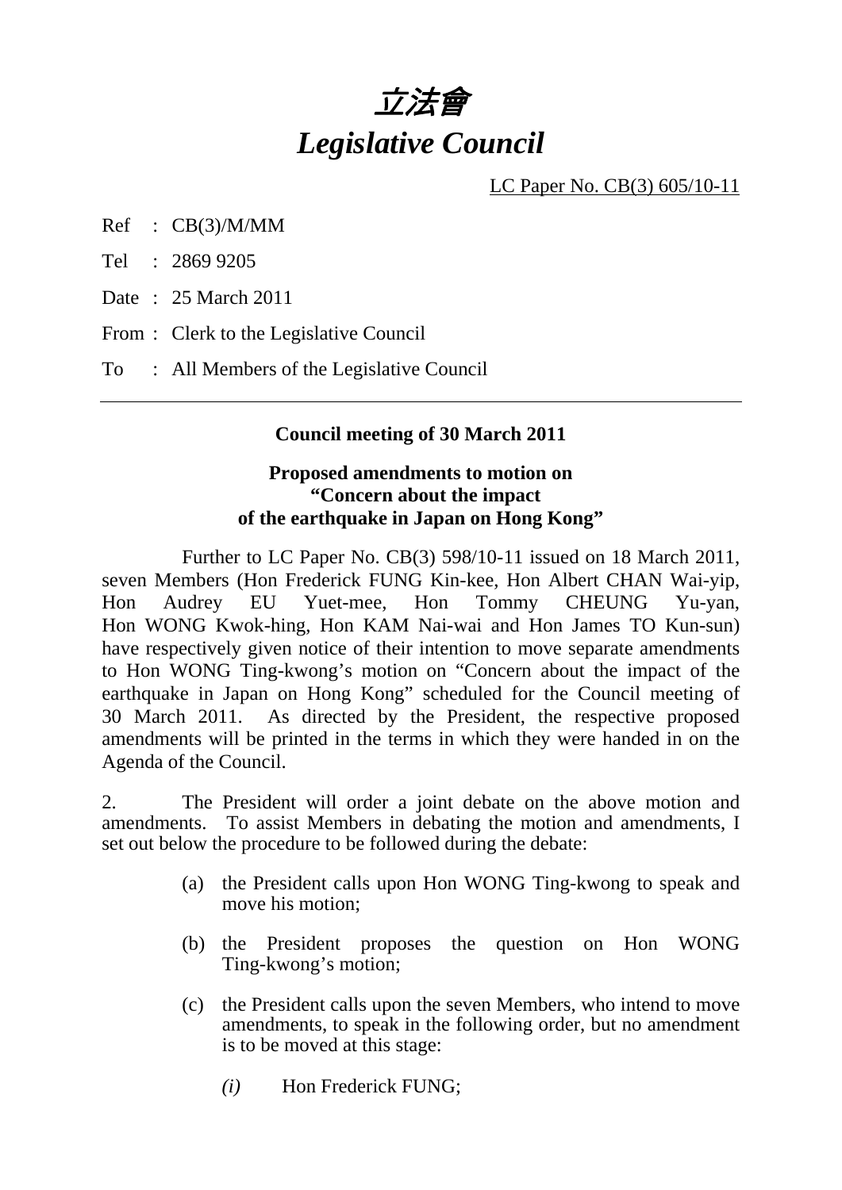# 立法會
# *Legislative Council*

LC Paper No. CB(3) 605/10-11

Ref : CB(3)/M/MM

Tel : 2869 9205

Date : 25 March 2011

From : Clerk to the Legislative Council

To : All Members of the Legislative Council

---

**Council meeting of 30 March 2011**

**Proposed amendments to motion on "Concern about the impact of the earthquake in Japan on Hong Kong"**

Further to LC Paper No. CB(3) 598/10-11 issued on 18 March 2011, seven Members (Hon Frederick FUNG Kin-kee, Hon Albert CHAN Wai-yip, Hon Audrey EU Yuet-mee, Hon Tommy CHEUNG Yu-yan, Hon WONG Kwok-hing, Hon KAM Nai-wai and Hon James TO Kun-sun) have respectively given notice of their intention to move separate amendments to Hon WONG Ting-kwong's motion on "Concern about the impact of the earthquake in Japan on Hong Kong" scheduled for the Council meeting of 30 March 2011. As directed by the President, the respective proposed amendments will be printed in the terms in which they were handed in on the Agenda of the Council.

2. The President will order a joint debate on the above motion and amendments. To assist Members in debating the motion and amendments, I set out below the procedure to be followed during the debate:

(a) the President calls upon Hon WONG Ting-kwong to speak and move his motion;

(b) the President proposes the question on Hon WONG Ting-kwong's motion;

(c) the President calls upon the seven Members, who intend to move amendments, to speak in the following order, but no amendment is to be moved at this stage:

*(i)* Hon Frederick FUNG;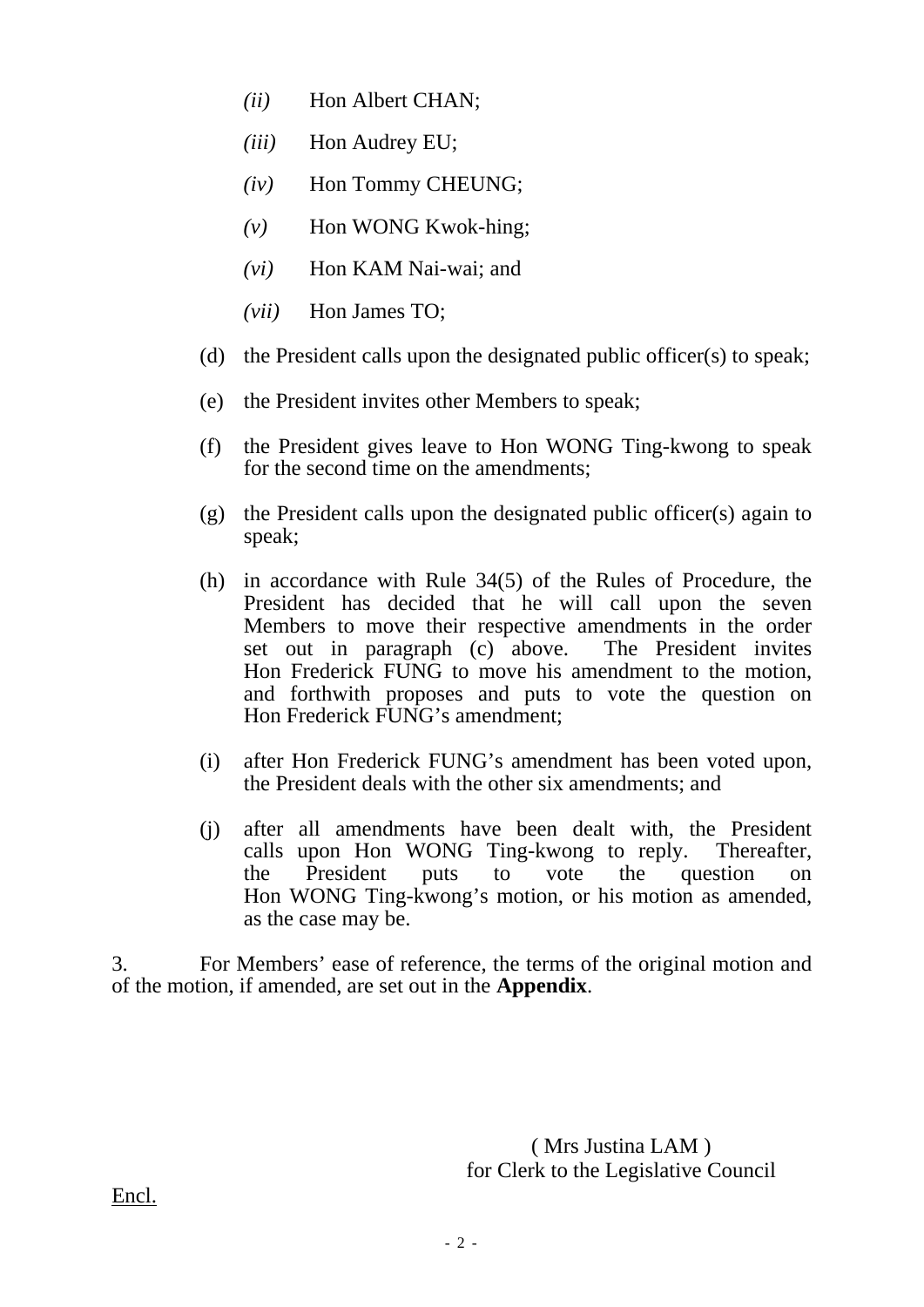- *(ii)* Hon Albert CHAN;
   - *(iii)* Hon Audrey EU;
   - *(iv)* Hon Tommy CHEUNG;
   - *(v)* Hon WONG Kwok-hing;
   - *(vi)* Hon KAM Nai-wai; and
   - *(vii)* Hon James TO;

(d) the President calls upon the designated public officer(s) to speak;

(e) the President invites other Members to speak;

(f) the President gives leave to Hon WONG Ting-kwong to speak for the second time on the amendments;

(g) the President calls upon the designated public officer(s) again to speak;

(h) in accordance with Rule 34(5) of the Rules of Procedure, the President has decided that he will call upon the seven Members to move their respective amendments in the order set out in paragraph (c) above. The President invites Hon Frederick FUNG to move his amendment to the motion, and forthwith proposes and puts to vote the question on Hon Frederick FUNG's amendment;

(i) after Hon Frederick FUNG's amendment has been voted upon, the President deals with the other six amendments; and

(j) after all amendments have been dealt with, the President calls upon Hon WONG Ting-kwong to reply. Thereafter, the President puts to vote the question on Hon WONG Ting-kwong's motion, or his motion as amended, as the case may be.

3. For Members' ease of reference, the terms of the original motion and of the motion, if amended, are set out in the **Appendix**.

( Mrs Justina LAM )
for Clerk to the Legislative Council

Encl.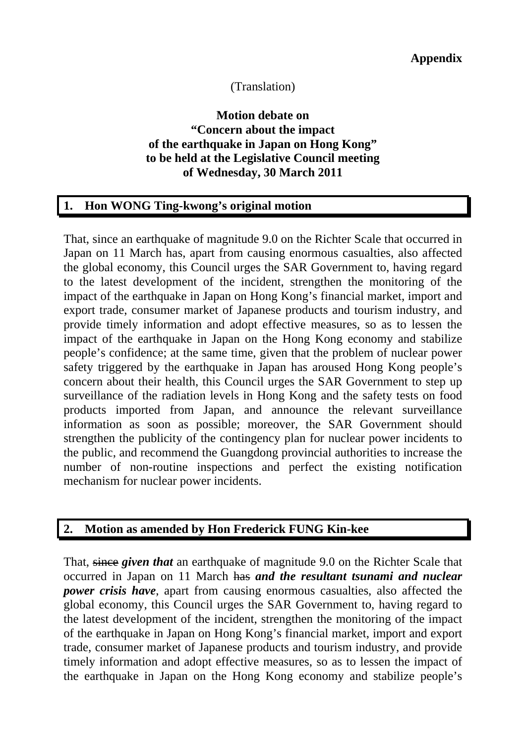**Appendix**

(Translation)

**Motion debate on**
**"Concern about the impact**
**of the earthquake in Japan on Hong Kong"**
**to be held at the Legislative Council meeting**
**of Wednesday, 30 March 2011**

## 1. Hon WONG Ting-kwong's original motion

That, since an earthquake of magnitude 9.0 on the Richter Scale that occurred in Japan on 11 March has, apart from causing enormous casualties, also affected the global economy, this Council urges the SAR Government to, having regard to the latest development of the incident, strengthen the monitoring of the impact of the earthquake in Japan on Hong Kong's financial market, import and export trade, consumer market of Japanese products and tourism industry, and provide timely information and adopt effective measures, so as to lessen the impact of the earthquake in Japan on the Hong Kong economy and stabilize people's confidence; at the same time, given that the problem of nuclear power safety triggered by the earthquake in Japan has aroused Hong Kong people's concern about their health, this Council urges the SAR Government to step up surveillance of the radiation levels in Hong Kong and the safety tests on food products imported from Japan, and announce the relevant surveillance information as soon as possible; moreover, the SAR Government should strengthen the publicity of the contingency plan for nuclear power incidents to the public, and recommend the Guangdong provincial authorities to increase the number of non-routine inspections and perfect the existing notification mechanism for nuclear power incidents.

## 2. Motion as amended by Hon Frederick FUNG Kin-kee

That, ~~since~~ ***given that*** an earthquake of magnitude 9.0 on the Richter Scale that occurred in Japan on 11 March ~~has~~ ***and the resultant tsunami and nuclear power crisis have***, apart from causing enormous casualties, also affected the global economy, this Council urges the SAR Government to, having regard to the latest development of the incident, strengthen the monitoring of the impact of the earthquake in Japan on Hong Kong's financial market, import and export trade, consumer market of Japanese products and tourism industry, and provide timely information and adopt effective measures, so as to lessen the impact of the earthquake in Japan on the Hong Kong economy and stabilize people's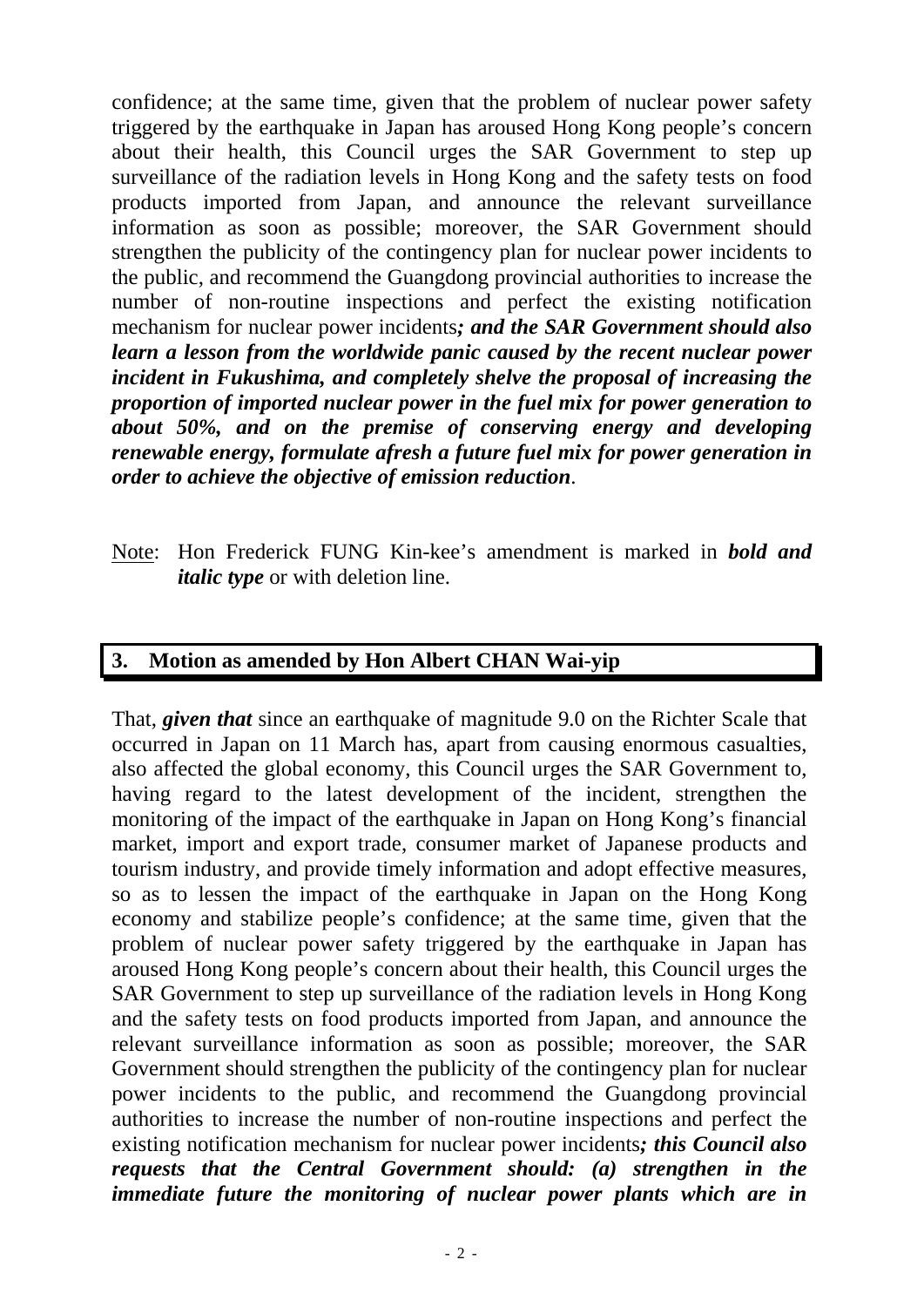confidence; at the same time, given that the problem of nuclear power safety triggered by the earthquake in Japan has aroused Hong Kong people's concern about their health, this Council urges the SAR Government to step up surveillance of the radiation levels in Hong Kong and the safety tests on food products imported from Japan, and announce the relevant surveillance information as soon as possible; moreover, the SAR Government should strengthen the publicity of the contingency plan for nuclear power incidents to the public, and recommend the Guangdong provincial authorities to increase the number of non-routine inspections and perfect the existing notification mechanism for nuclear power incidents***; and the SAR Government should also learn a lesson from the worldwide panic caused by the recent nuclear power incident in Fukushima, and completely shelve the proposal of increasing the proportion of imported nuclear power in the fuel mix for power generation to about 50%, and on the premise of conserving energy and developing renewable energy, formulate afresh a future fuel mix for power generation in order to achieve the objective of emission reduction***.

Note: Hon Frederick FUNG Kin-kee's amendment is marked in ***bold and italic type*** or with deletion line.

## 3. Motion as amended by Hon Albert CHAN Wai-yip

That, ***given that*** since an earthquake of magnitude 9.0 on the Richter Scale that occurred in Japan on 11 March has, apart from causing enormous casualties, also affected the global economy, this Council urges the SAR Government to, having regard to the latest development of the incident, strengthen the monitoring of the impact of the earthquake in Japan on Hong Kong's financial market, import and export trade, consumer market of Japanese products and tourism industry, and provide timely information and adopt effective measures, so as to lessen the impact of the earthquake in Japan on the Hong Kong economy and stabilize people's confidence; at the same time, given that the problem of nuclear power safety triggered by the earthquake in Japan has aroused Hong Kong people's concern about their health, this Council urges the SAR Government to step up surveillance of the radiation levels in Hong Kong and the safety tests on food products imported from Japan, and announce the relevant surveillance information as soon as possible; moreover, the SAR Government should strengthen the publicity of the contingency plan for nuclear power incidents to the public, and recommend the Guangdong provincial authorities to increase the number of non-routine inspections and perfect the existing notification mechanism for nuclear power incidents***; this Council also requests that the Central Government should: (a) strengthen in the immediate future the monitoring of nuclear power plants which are in***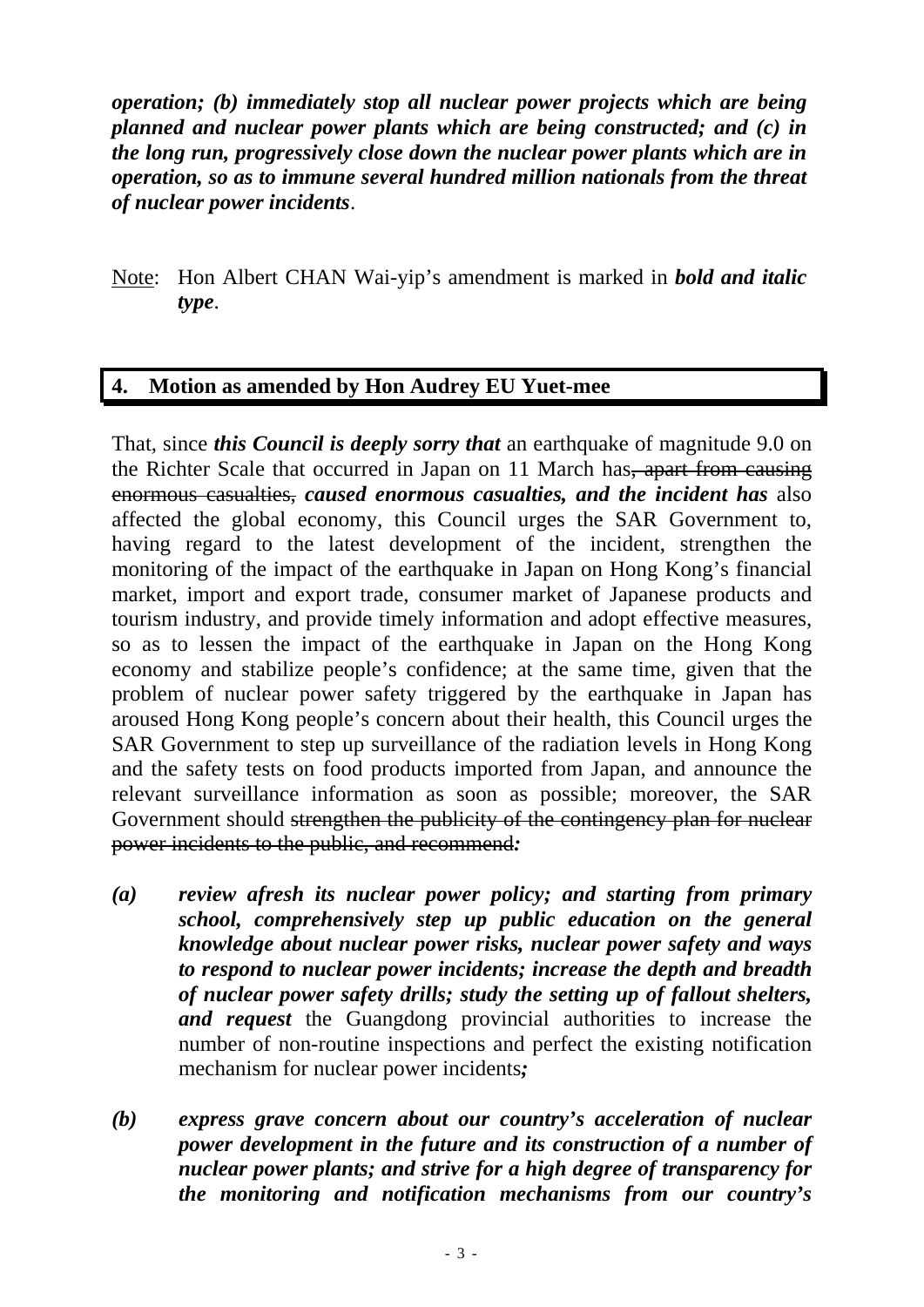***operation; (b) immediately stop all nuclear power projects which are being planned and nuclear power plants which are being constructed; and (c) in the long run, progressively close down the nuclear power plants which are in operation, so as to immune several hundred million nationals from the threat of nuclear power incidents***.

Note: Hon Albert CHAN Wai-yip's amendment is marked in ***bold and italic type***.

## 4. Motion as amended by Hon Audrey EU Yuet-mee

That, since ***this Council is deeply sorry that*** an earthquake of magnitude 9.0 on the Richter Scale that occurred in Japan on 11 March has~~, apart from causing enormous casualties,~~ ***caused enormous casualties, and the incident has*** also affected the global economy, this Council urges the SAR Government to, having regard to the latest development of the incident, strengthen the monitoring of the impact of the earthquake in Japan on Hong Kong's financial market, import and export trade, consumer market of Japanese products and tourism industry, and provide timely information and adopt effective measures, so as to lessen the impact of the earthquake in Japan on the Hong Kong economy and stabilize people's confidence; at the same time, given that the problem of nuclear power safety triggered by the earthquake in Japan has aroused Hong Kong people's concern about their health, this Council urges the SAR Government to step up surveillance of the radiation levels in Hong Kong and the safety tests on food products imported from Japan, and announce the relevant surveillance information as soon as possible; moreover, the SAR Government should ~~strengthen the publicity of the contingency plan for nuclear power incidents to the public, and recommend~~***:***

***(a)*** ***review afresh its nuclear power policy; and starting from primary school, comprehensively step up public education on the general knowledge about nuclear power risks, nuclear power safety and ways to respond to nuclear power incidents; increase the depth and breadth of nuclear power safety drills; study the setting up of fallout shelters, and request*** the Guangdong provincial authorities to increase the number of non-routine inspections and perfect the existing notification mechanism for nuclear power incidents***;***

***(b)*** ***express grave concern about our country's acceleration of nuclear power development in the future and its construction of a number of nuclear power plants; and strive for a high degree of transparency for the monitoring and notification mechanisms from our country's***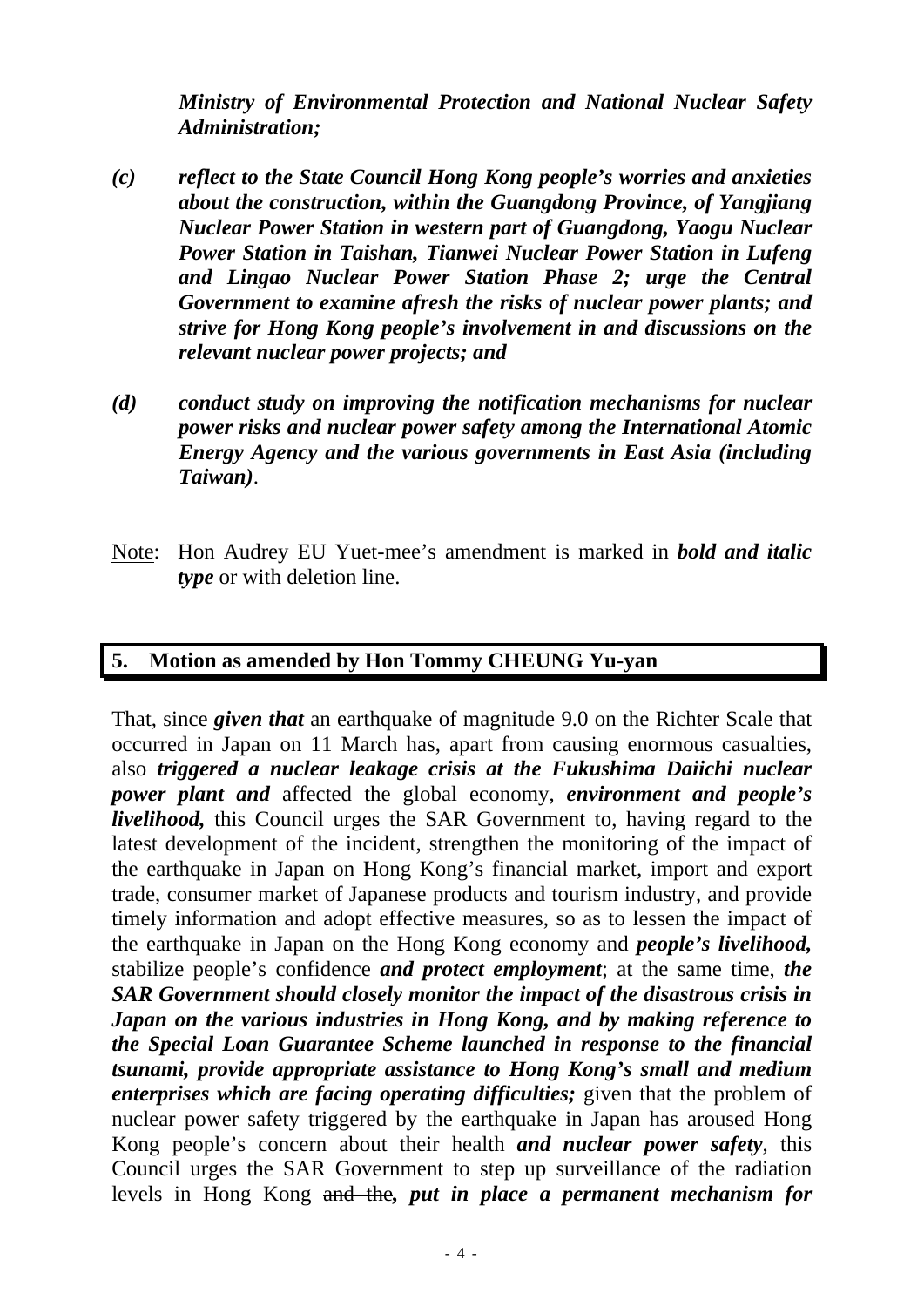***Ministry of Environmental Protection and National Nuclear Safety Administration;***

***(c) reflect to the State Council Hong Kong people's worries and anxieties about the construction, within the Guangdong Province, of Yangjiang Nuclear Power Station in western part of Guangdong, Yaogu Nuclear Power Station in Taishan, Tianwei Nuclear Power Station in Lufeng and Lingao Nuclear Power Station Phase 2; urge the Central Government to examine afresh the risks of nuclear power plants; and strive for Hong Kong people's involvement in and discussions on the relevant nuclear power projects; and***

***(d) conduct study on improving the notification mechanisms for nuclear power risks and nuclear power safety among the International Atomic Energy Agency and the various governments in East Asia (including Taiwan)***.

Note: Hon Audrey EU Yuet-mee's amendment is marked in ***bold and italic type*** or with deletion line.

## 5. Motion as amended by Hon Tommy CHEUNG Yu-yan

That, ~~since~~ ***given that*** an earthquake of magnitude 9.0 on the Richter Scale that occurred in Japan on 11 March has, apart from causing enormous casualties, also ***triggered a nuclear leakage crisis at the Fukushima Daiichi nuclear power plant and*** affected the global economy, ***environment and people's livelihood,*** this Council urges the SAR Government to, having regard to the latest development of the incident, strengthen the monitoring of the impact of the earthquake in Japan on Hong Kong's financial market, import and export trade, consumer market of Japanese products and tourism industry, and provide timely information and adopt effective measures, so as to lessen the impact of the earthquake in Japan on the Hong Kong economy and ***people's livelihood,*** stabilize people's confidence ***and protect employment***; at the same time, ***the SAR Government should closely monitor the impact of the disastrous crisis in Japan on the various industries in Hong Kong, and by making reference to the Special Loan Guarantee Scheme launched in response to the financial tsunami, provide appropriate assistance to Hong Kong's small and medium enterprises which are facing operating difficulties;*** given that the problem of nuclear power safety triggered by the earthquake in Japan has aroused Hong Kong people's concern about their health ***and nuclear power safety***, this Council urges the SAR Government to step up surveillance of the radiation levels in Hong Kong ~~and the~~***, put in place a permanent mechanism for***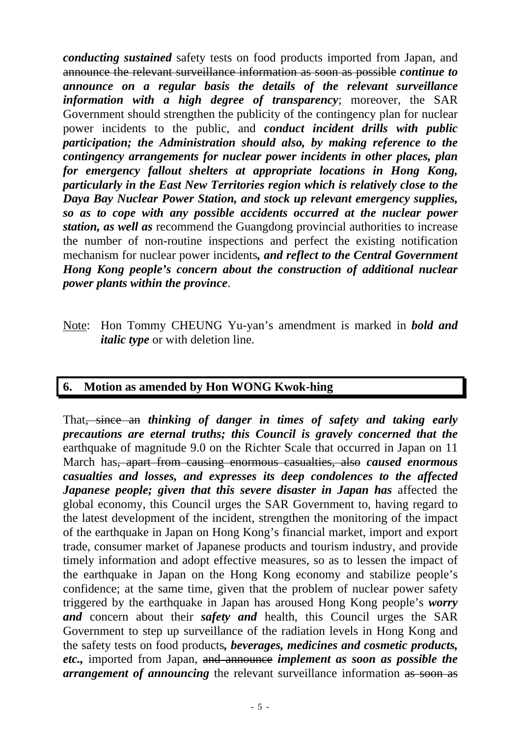***conducting sustained*** safety tests on food products imported from Japan, and ~~announce the relevant surveillance information as soon as possible~~ ***continue to announce on a regular basis the details of the relevant surveillance information with a high degree of transparency***; moreover, the SAR Government should strengthen the publicity of the contingency plan for nuclear power incidents to the public, and ***conduct incident drills with public participation; the Administration should also, by making reference to the contingency arrangements for nuclear power incidents in other places, plan for emergency fallout shelters at appropriate locations in Hong Kong, particularly in the East New Territories region which is relatively close to the Daya Bay Nuclear Power Station, and stock up relevant emergency supplies, so as to cope with any possible accidents occurred at the nuclear power station, as well as*** recommend the Guangdong provincial authorities to increase the number of non-routine inspections and perfect the existing notification mechanism for nuclear power incidents***, and reflect to the Central Government Hong Kong people's concern about the construction of additional nuclear power plants within the province***.

Note: Hon Tommy CHEUNG Yu-yan's amendment is marked in ***bold and italic type*** or with deletion line.

## 6. Motion as amended by Hon WONG Kwok-hing

That~~, since an~~ ***thinking of danger in times of safety and taking early precautions are eternal truths; this Council is gravely concerned that the*** earthquake of magnitude 9.0 on the Richter Scale that occurred in Japan on 11 March has~~, apart from causing enormous casualties, also~~ ***caused enormous casualties and losses, and expresses its deep condolences to the affected Japanese people; given that this severe disaster in Japan has*** affected the global economy, this Council urges the SAR Government to, having regard to the latest development of the incident, strengthen the monitoring of the impact of the earthquake in Japan on Hong Kong's financial market, import and export trade, consumer market of Japanese products and tourism industry, and provide timely information and adopt effective measures, so as to lessen the impact of the earthquake in Japan on the Hong Kong economy and stabilize people's confidence; at the same time, given that the problem of nuclear power safety triggered by the earthquake in Japan has aroused Hong Kong people's ***worry and*** concern about their ***safety and*** health, this Council urges the SAR Government to step up surveillance of the radiation levels in Hong Kong and the safety tests on food products***, beverages, medicines and cosmetic products, etc.,*** imported from Japan, ~~and announce~~ ***implement as soon as possible the arrangement of announcing*** the relevant surveillance information ~~as soon as~~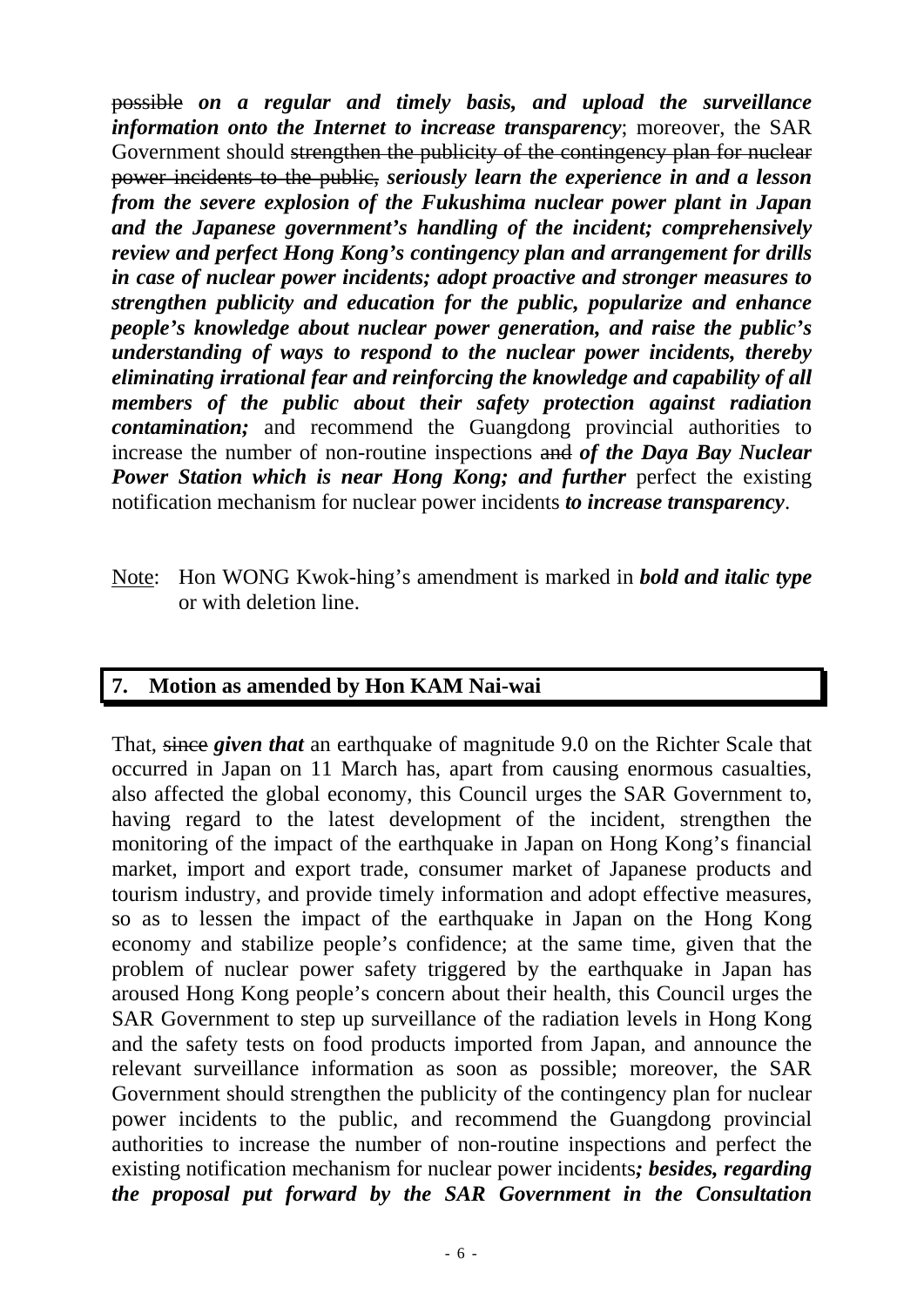~~possible~~ ***on a regular and timely basis, and upload the surveillance information onto the Internet to increase transparency***; moreover, the SAR Government should ~~strengthen the publicity of the contingency plan for nuclear power incidents to the public,~~ ***seriously learn the experience in and a lesson from the severe explosion of the Fukushima nuclear power plant in Japan and the Japanese government's handling of the incident; comprehensively review and perfect Hong Kong's contingency plan and arrangement for drills in case of nuclear power incidents; adopt proactive and stronger measures to strengthen publicity and education for the public, popularize and enhance people's knowledge about nuclear power generation, and raise the public's understanding of ways to respond to the nuclear power incidents, thereby eliminating irrational fear and reinforcing the knowledge and capability of all members of the public about their safety protection against radiation contamination;*** and recommend the Guangdong provincial authorities to increase the number of non-routine inspections ~~and~~ ***of the Daya Bay Nuclear Power Station which is near Hong Kong; and further*** perfect the existing notification mechanism for nuclear power incidents ***to increase transparency***.

Note: Hon WONG Kwok-hing's amendment is marked in ***bold and italic type*** or with deletion line.

## 7. Motion as amended by Hon KAM Nai-wai

That, ~~since~~ ***given that*** an earthquake of magnitude 9.0 on the Richter Scale that occurred in Japan on 11 March has, apart from causing enormous casualties, also affected the global economy, this Council urges the SAR Government to, having regard to the latest development of the incident, strengthen the monitoring of the impact of the earthquake in Japan on Hong Kong's financial market, import and export trade, consumer market of Japanese products and tourism industry, and provide timely information and adopt effective measures, so as to lessen the impact of the earthquake in Japan on the Hong Kong economy and stabilize people's confidence; at the same time, given that the problem of nuclear power safety triggered by the earthquake in Japan has aroused Hong Kong people's concern about their health, this Council urges the SAR Government to step up surveillance of the radiation levels in Hong Kong and the safety tests on food products imported from Japan, and announce the relevant surveillance information as soon as possible; moreover, the SAR Government should strengthen the publicity of the contingency plan for nuclear power incidents to the public, and recommend the Guangdong provincial authorities to increase the number of non-routine inspections and perfect the existing notification mechanism for nuclear power incidents***; besides, regarding the proposal put forward by the SAR Government in the Consultation***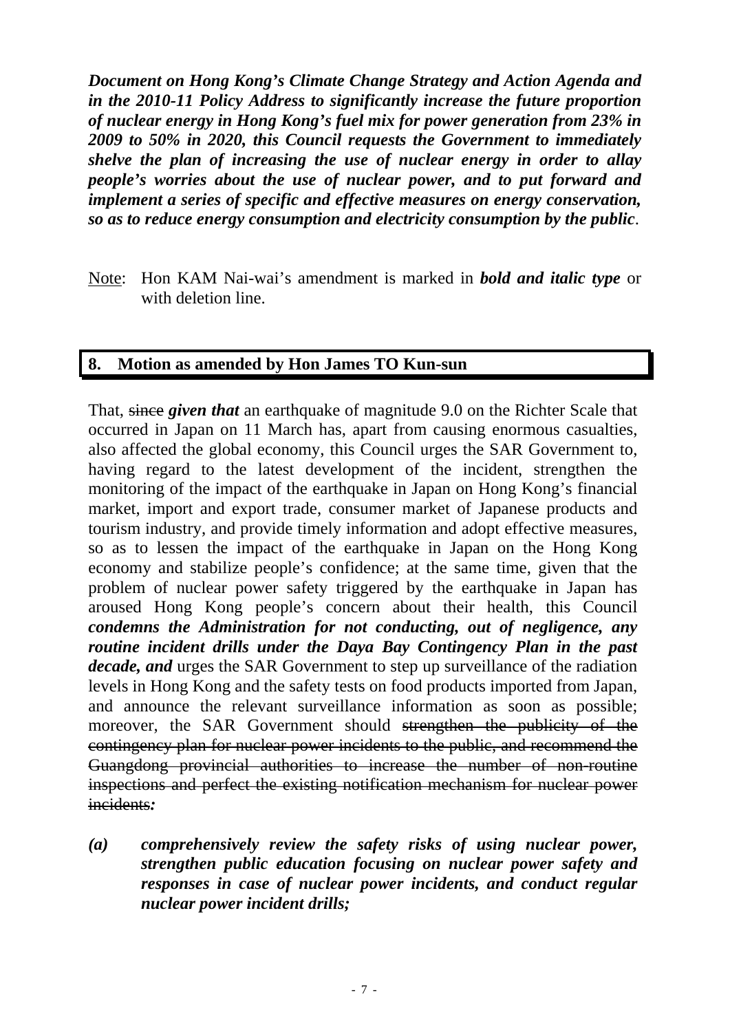***Document on Hong Kong's Climate Change Strategy and Action Agenda and in the 2010-11 Policy Address to significantly increase the future proportion of nuclear energy in Hong Kong's fuel mix for power generation from 23% in 2009 to 50% in 2020, this Council requests the Government to immediately shelve the plan of increasing the use of nuclear energy in order to allay people's worries about the use of nuclear power, and to put forward and implement a series of specific and effective measures on energy conservation, so as to reduce energy consumption and electricity consumption by the public***.

Note: Hon KAM Nai-wai's amendment is marked in ***bold and italic type*** or with deletion line.

## 8. Motion as amended by Hon James TO Kun-sun

That, ~~since~~ ***given that*** an earthquake of magnitude 9.0 on the Richter Scale that occurred in Japan on 11 March has, apart from causing enormous casualties, also affected the global economy, this Council urges the SAR Government to, having regard to the latest development of the incident, strengthen the monitoring of the impact of the earthquake in Japan on Hong Kong's financial market, import and export trade, consumer market of Japanese products and tourism industry, and provide timely information and adopt effective measures, so as to lessen the impact of the earthquake in Japan on the Hong Kong economy and stabilize people's confidence; at the same time, given that the problem of nuclear power safety triggered by the earthquake in Japan has aroused Hong Kong people's concern about their health, this Council ***condemns the Administration for not conducting, out of negligence, any routine incident drills under the Daya Bay Contingency Plan in the past decade, and*** urges the SAR Government to step up surveillance of the radiation levels in Hong Kong and the safety tests on food products imported from Japan, and announce the relevant surveillance information as soon as possible; moreover, the SAR Government should ~~strengthen the publicity of the contingency plan for nuclear power incidents to the public, and recommend the Guangdong provincial authorities to increase the number of non-routine inspections and perfect the existing notification mechanism for nuclear power incidents~~***:***

***(a) comprehensively review the safety risks of using nuclear power, strengthen public education focusing on nuclear power safety and responses in case of nuclear power incidents, and conduct regular nuclear power incident drills;***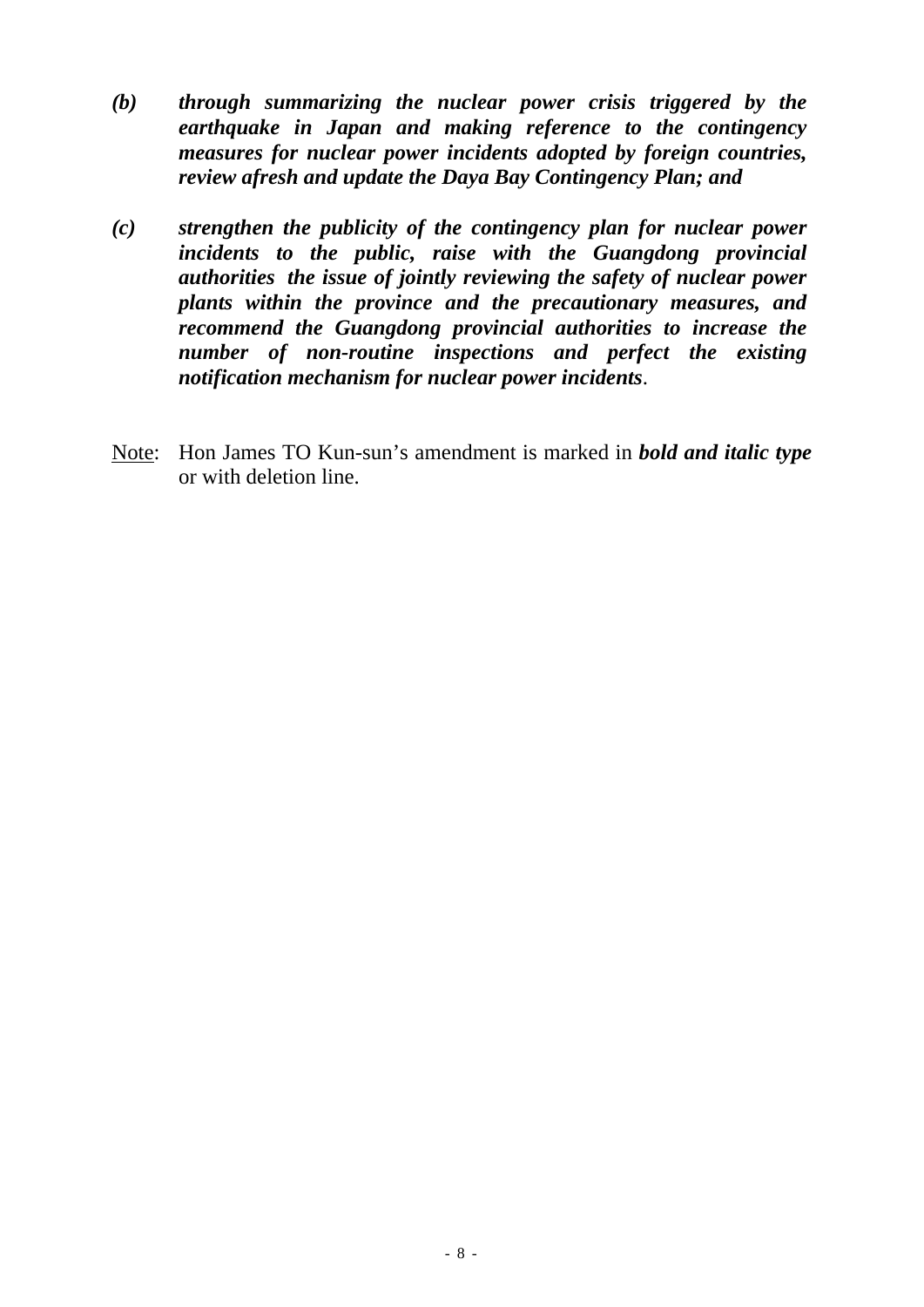***(b) through summarizing the nuclear power crisis triggered by the earthquake in Japan and making reference to the contingency measures for nuclear power incidents adopted by foreign countries, review afresh and update the Daya Bay Contingency Plan; and***

***(c) strengthen the publicity of the contingency plan for nuclear power incidents to the public, raise with the Guangdong provincial authorities the issue of jointly reviewing the safety of nuclear power plants within the province and the precautionary measures, and recommend the Guangdong provincial authorities to increase the number of non-routine inspections and perfect the existing notification mechanism for nuclear power incidents***.

Note: Hon James TO Kun-sun's amendment is marked in ***bold and italic type*** or with deletion line.